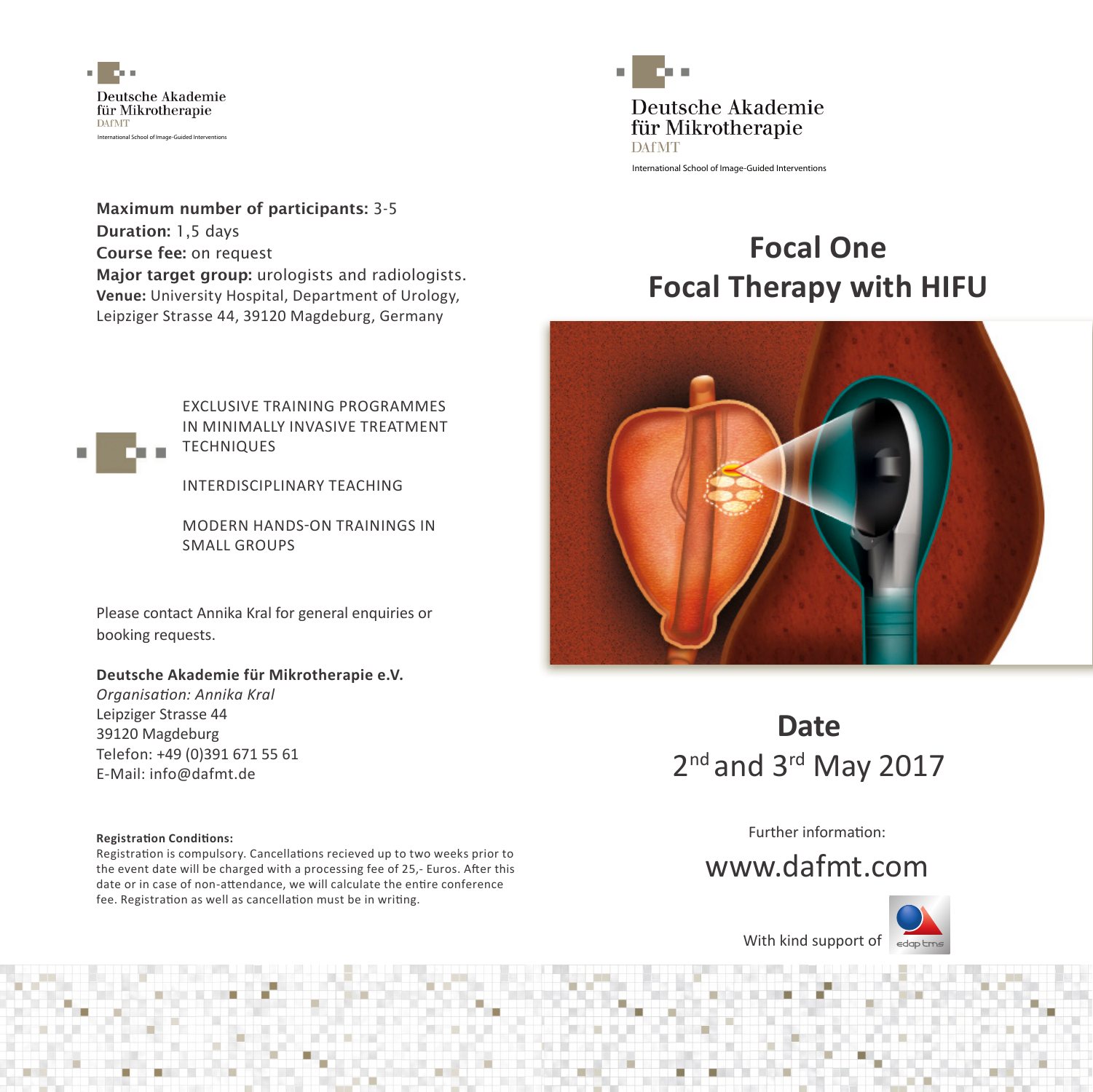Deutsche Akademie
für Mikrotherapie
DAfMT
International School of Image-Guided Interventions

**Maximum number of participants:** 3-5
**Duration:** 1,5 days
**Course fee:** on request
**Major target group:** urologists and radiologists.
**Venue:** University Hospital, Department of Urology, Leipziger Strasse 44, 39120 Magdeburg, Germany

EXCLUSIVE TRAINING PROGRAMMES IN MINIMALLY INVASIVE TREATMENT TECHNIQUES

INTERDISCIPLINARY TEACHING

MODERN HANDS-ON TRAININGS IN SMALL GROUPS

Please contact Annika Kral for general enquiries or booking requests.

**Deutsche Akademie für Mikrotherapie e.V.**
*Organisation: Annika Kral*
Leipziger Strasse 44
39120 Magdeburg
Telefon: +49 (0)391 671 55 61
E-Mail: info@dafmt.de

**Registration Conditions:**
Registration is compulsory. Cancellations recieved up to two weeks prior to the event date will be charged with a processing fee of 25,- Euros. After this date or in case of non-attendance, we will calculate the entire conference fee. Registration as well as cancellation must be in writing.

Deutsche Akademie
für Mikrotherapie
DAfMT
International School of Image-Guided Interventions

# Focal One
# Focal Therapy with HIFU

## Date
2nd and 3rd May 2017

Further information:

www.dafmt.com

With kind support of edap tms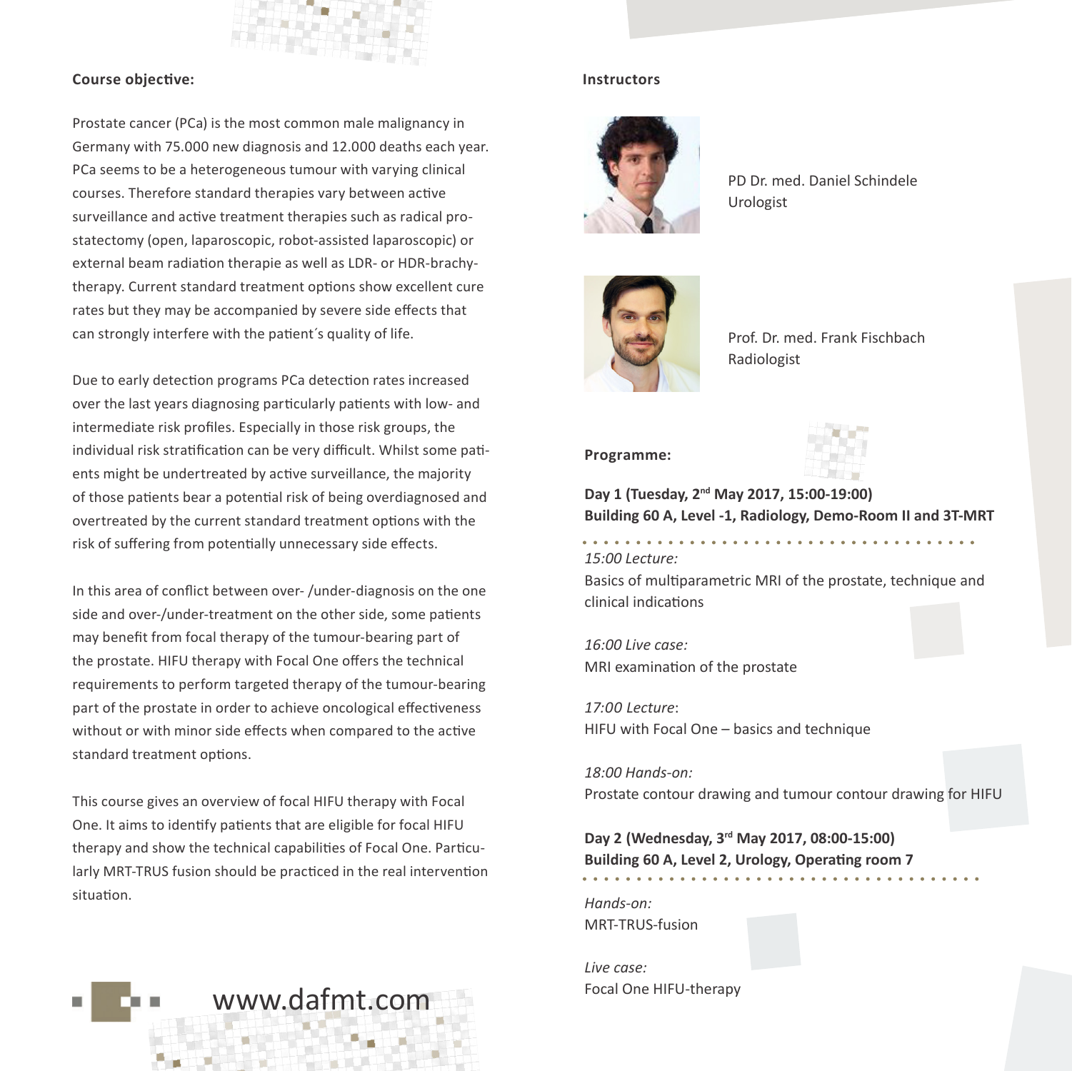**Course objective:**

Prostate cancer (PCa) is the most common male malignancy in Germany with 75.000 new diagnosis and 12.000 deaths each year. PCa seems to be a heterogeneous tumour with varying clinical courses. Therefore standard therapies vary between active surveillance and active treatment therapies such as radical prostatectomy (open, laparoscopic, robot-assisted laparoscopic) or external beam radiation therapie as well as LDR- or HDR-brachytherapy. Current standard treatment options show excellent cure rates but they may be accompanied by severe side effects that can strongly interfere with the patient´s quality of life.

Due to early detection programs PCa detection rates increased over the last years diagnosing particularly patients with low- and intermediate risk profiles. Especially in those risk groups, the individual risk stratification can be very difficult. Whilst some patients might be undertreated by active surveillance, the majority of those patients bear a potential risk of being overdiagnosed and overtreated by the current standard treatment options with the risk of suffering from potentially unnecessary side effects.

In this area of conflict between over- /under-diagnosis on the one side and over-/under-treatment on the other side, some patients may benefit from focal therapy of the tumour-bearing part of the prostate. HIFU therapy with Focal One offers the technical requirements to perform targeted therapy of the tumour-bearing part of the prostate in order to achieve oncological effectiveness without or with minor side effects when compared to the active standard treatment options.

This course gives an overview of focal HIFU therapy with Focal One. It aims to identify patients that are eligible for focal HIFU therapy and show the technical capabilities of Focal One. Particularly MRT-TRUS fusion should be practiced in the real intervention situation.

www.dafmt.com

**Instructors**

PD Dr. med. Daniel Schindele
Urologist

Prof. Dr. med. Frank Fischbach
Radiologist

**Programme:**

**Day 1 (Tuesday, 2nd May 2017, 15:00-19:00)**
**Building 60 A, Level -1, Radiology, Demo-Room II and 3T-MRT**

*15:00 Lecture:*
Basics of multiparametric MRI of the prostate, technique and clinical indications

*16:00 Live case:*
MRI examination of the prostate

*17:00 Lecture*:
HIFU with Focal One – basics and technique

*18:00 Hands-on:*
Prostate contour drawing and tumour contour drawing for HIFU

**Day 2 (Wednesday, 3rd May 2017, 08:00-15:00)**
**Building 60 A, Level 2, Urology, Operating room 7**

*Hands-on:*
MRT-TRUS-fusion

*Live case:*
Focal One HIFU-therapy